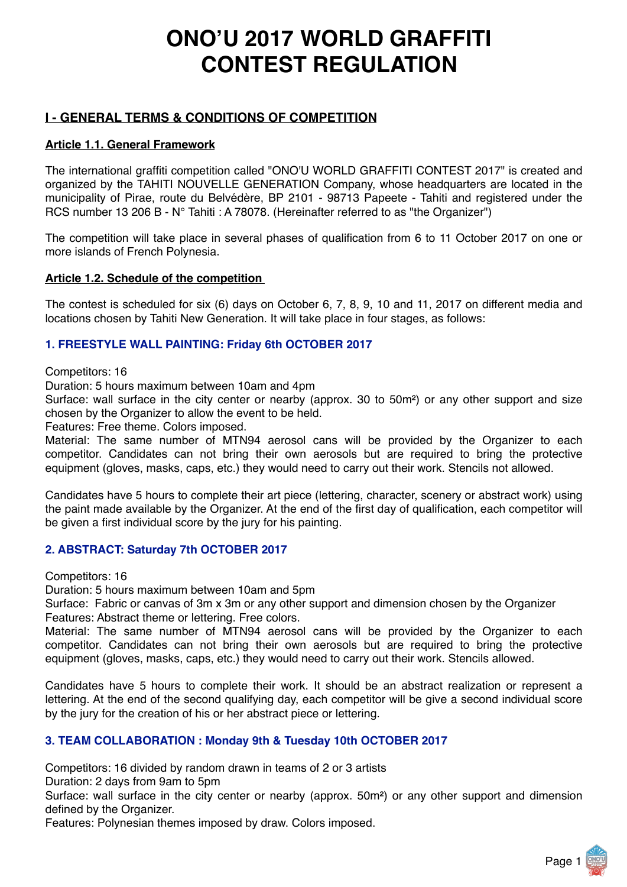# ONO'U 2017 WORLD GRAFFITI CONTEST REGULATION

## I - GENERAL TERMS & CONDITIONS OF COMPETITION

### Article 1.1. General Framework

The international graffiti competition called "ONO'U WORLD GRAFFITI CONTEST 2017" is created and organized by the TAHITI NOUVELLE GENERATION Company, whose headquarters are located in the municipality of Pirae, route du Belvédère, BP 2101 - 98713 Papeete - Tahiti and registered under the RCS number 13 206 B - N° Tahiti : A 78078. (Hereinafter referred to as "the Organizer")

The competition will take place in several phases of qualification from 6 to 11 October 2017 on one or more islands of French Polynesia.

### Article 1.2. Schedule of the competition

The contest is scheduled for six (6) days on October 6, 7, 8, 9, 10 and 11, 2017 on different media and locations chosen by Tahiti New Generation. It will take place in four stages, as follows:

#### 1. FREESTYLE WALL PAINTING: Friday 6th OCTOBER 2017

Competitors: 16
Duration: 5 hours maximum between 10am and 4pm
Surface: wall surface in the city center or nearby (approx. 30 to 50m²) or any other support and size chosen by the Organizer to allow the event to be held.
Features: Free theme. Colors imposed.
Material: The same number of MTN94 aerosol cans will be provided by the Organizer to each competitor. Candidates can not bring their own aerosols but are required to bring the protective equipment (gloves, masks, caps, etc.) they would need to carry out their work. Stencils not allowed.

Candidates have 5 hours to complete their art piece (lettering, character, scenery or abstract work) using the paint made available by the Organizer. At the end of the first day of qualification, each competitor will be given a first individual score by the jury for his painting.

#### 2. ABSTRACT: Saturday 7th OCTOBER 2017

Competitors: 16
Duration: 5 hours maximum between 10am and 5pm
Surface: Fabric or canvas of 3m x 3m or any other support and dimension chosen by the Organizer
Features: Abstract theme or lettering. Free colors.
Material: The same number of MTN94 aerosol cans will be provided by the Organizer to each competitor. Candidates can not bring their own aerosols but are required to bring the protective equipment (gloves, masks, caps, etc.) they would need to carry out their work. Stencils allowed.

Candidates have 5 hours to complete their work. It should be an abstract realization or represent a lettering. At the end of the second qualifying day, each competitor will be give a second individual score by the jury for the creation of his or her abstract piece or lettering.

#### 3. TEAM COLLABORATION : Monday 9th & Tuesday 10th OCTOBER 2017

Competitors: 16 divided by random drawn in teams of 2 or 3 artists
Duration: 2 days from 9am to 5pm
Surface: wall surface in the city center or nearby (approx. 50m²) or any other support and dimension defined by the Organizer.
Features: Polynesian themes imposed by draw. Colors imposed.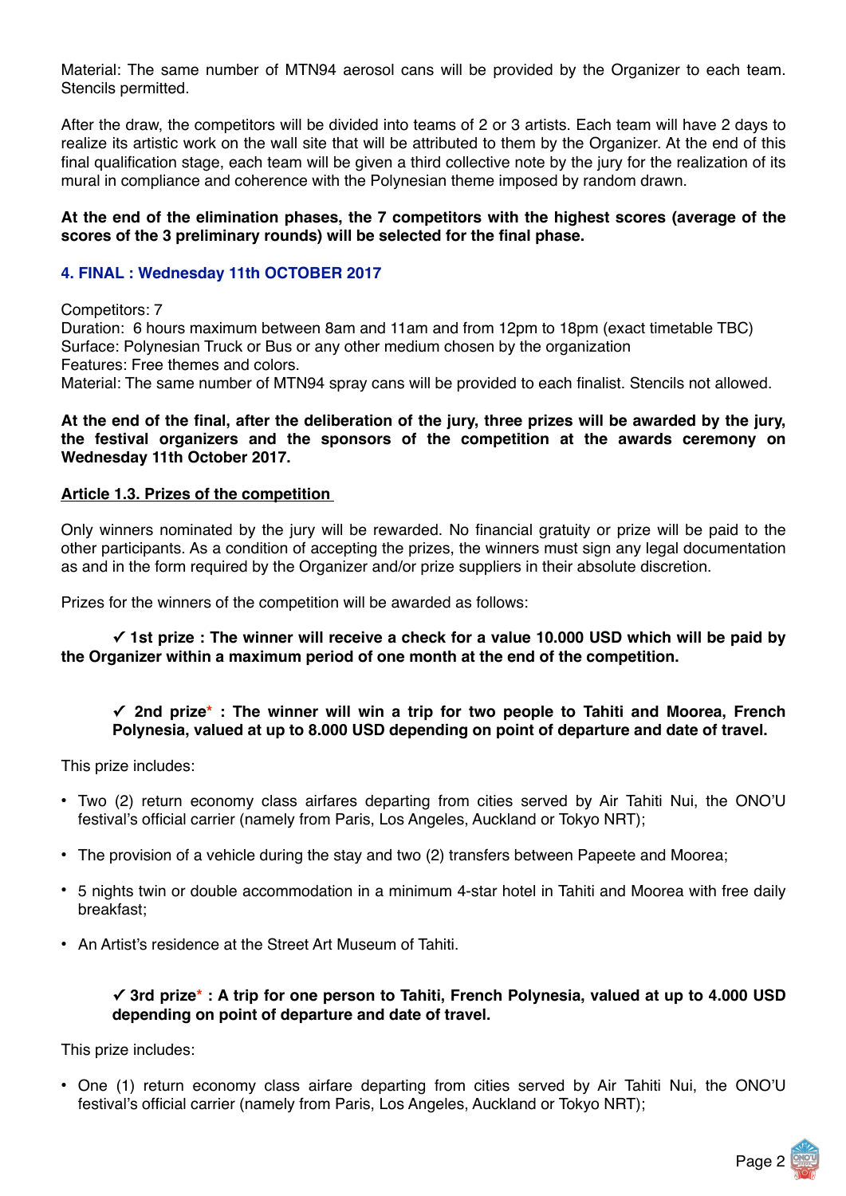Material: The same number of MTN94 aerosol cans will be provided by the Organizer to each team. Stencils permitted.

After the draw, the competitors will be divided into teams of 2 or 3 artists. Each team will have 2 days to realize its artistic work on the wall site that will be attributed to them by the Organizer. At the end of this final qualification stage, each team will be given a third collective note by the jury for the realization of its mural in compliance and coherence with the Polynesian theme imposed by random drawn.

**At the end of the elimination phases, the 7 competitors with the highest scores (average of the scores of the 3 preliminary rounds) will be selected for the final phase.**

### 4. FINAL : Wednesday 11th OCTOBER 2017

Competitors: 7
Duration: 6 hours maximum between 8am and 11am and from 12pm to 18pm (exact timetable TBC)
Surface: Polynesian Truck or Bus or any other medium chosen by the organization
Features: Free themes and colors.
Material: The same number of MTN94 spray cans will be provided to each finalist. Stencils not allowed.

**At the end of the final, after the deliberation of the jury, three prizes will be awarded by the jury, the festival organizers and the sponsors of the competition at the awards ceremony on Wednesday 11th October 2017.**

## Article 1.3. Prizes of the competition

Only winners nominated by the jury will be rewarded. No financial gratuity or prize will be paid to the other participants. As a condition of accepting the prizes, the winners must sign any legal documentation as and in the form required by the Organizer and/or prize suppliers in their absolute discretion.

Prizes for the winners of the competition will be awarded as follows:

**✓ 1st prize : The winner will receive a check for a value 10.000 USD which will be paid by the Organizer within a maximum period of one month at the end of the competition.**

**✓ 2nd prize* : The winner will win a trip for two people to Tahiti and Moorea, French Polynesia, valued at up to 8.000 USD depending on point of departure and date of travel.**

This prize includes:

- Two (2) return economy class airfares departing from cities served by Air Tahiti Nui, the ONO'U festival's official carrier (namely from Paris, Los Angeles, Auckland or Tokyo NRT);
- The provision of a vehicle during the stay and two (2) transfers between Papeete and Moorea;
- 5 nights twin or double accommodation in a minimum 4-star hotel in Tahiti and Moorea with free daily breakfast;
- An Artist's residence at the Street Art Museum of Tahiti.

**✓ 3rd prize* : A trip for one person to Tahiti, French Polynesia, valued at up to 4.000 USD depending on point of departure and date of travel.**

This prize includes:

- One (1) return economy class airfare departing from cities served by Air Tahiti Nui, the ONO'U festival's official carrier (namely from Paris, Los Angeles, Auckland or Tokyo NRT);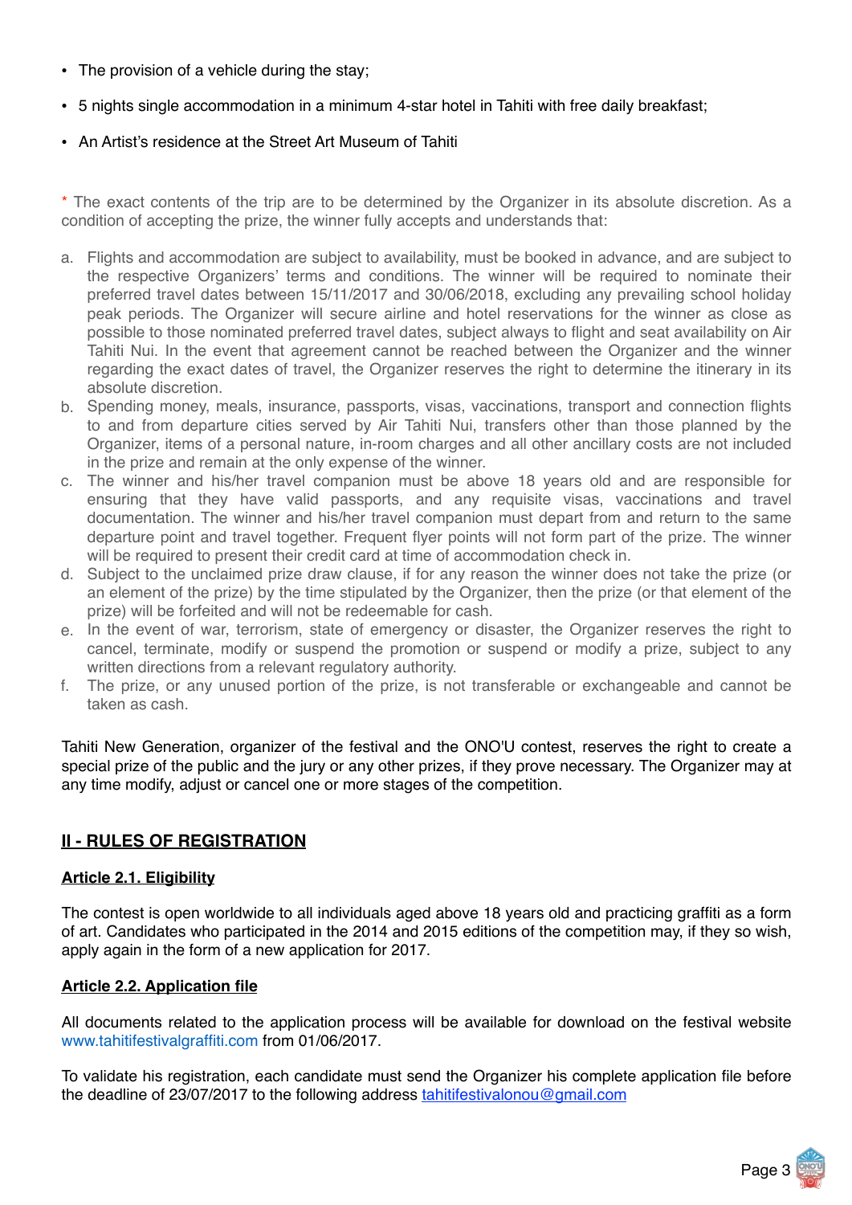- The provision of a vehicle during the stay;
- 5 nights single accommodation in a minimum 4-star hotel in Tahiti with free daily breakfast;
- An Artist's residence at the Street Art Museum of Tahiti

* The exact contents of the trip are to be determined by the Organizer in its absolute discretion. As a condition of accepting the prize, the winner fully accepts and understands that:

a. Flights and accommodation are subject to availability, must be booked in advance, and are subject to the respective Organizers' terms and conditions. The winner will be required to nominate their preferred travel dates between 15/11/2017 and 30/06/2018, excluding any prevailing school holiday peak periods. The Organizer will secure airline and hotel reservations for the winner as close as possible to those nominated preferred travel dates, subject always to flight and seat availability on Air Tahiti Nui. In the event that agreement cannot be reached between the Organizer and the winner regarding the exact dates of travel, the Organizer reserves the right to determine the itinerary in its absolute discretion.
b. Spending money, meals, insurance, passports, visas, vaccinations, transport and connection flights to and from departure cities served by Air Tahiti Nui, transfers other than those planned by the Organizer, items of a personal nature, in-room charges and all other ancillary costs are not included in the prize and remain at the only expense of the winner.
c. The winner and his/her travel companion must be above 18 years old and are responsible for ensuring that they have valid passports, and any requisite visas, vaccinations and travel documentation. The winner and his/her travel companion must depart from and return to the same departure point and travel together. Frequent flyer points will not form part of the prize. The winner will be required to present their credit card at time of accommodation check in.
d. Subject to the unclaimed prize draw clause, if for any reason the winner does not take the prize (or an element of the prize) by the time stipulated by the Organizer, then the prize (or that element of the prize) will be forfeited and will not be redeemable for cash.
e. In the event of war, terrorism, state of emergency or disaster, the Organizer reserves the right to cancel, terminate, modify or suspend the promotion or suspend or modify a prize, subject to any written directions from a relevant regulatory authority.
f. The prize, or any unused portion of the prize, is not transferable or exchangeable and cannot be taken as cash.

Tahiti New Generation, organizer of the festival and the ONO'U contest, reserves the right to create a special prize of the public and the jury or any other prizes, if they prove necessary. The Organizer may at any time modify, adjust or cancel one or more stages of the competition.

## II - RULES OF REGISTRATION

### Article 2.1. Eligibility

The contest is open worldwide to all individuals aged above 18 years old and practicing graffiti as a form of art. Candidates who participated in the 2014 and 2015 editions of the competition may, if they so wish, apply again in the form of a new application for 2017.

### Article 2.2. Application file

All documents related to the application process will be available for download on the festival website www.tahitifestivalgraffiti.com from 01/06/2017.

To validate his registration, each candidate must send the Organizer his complete application file before the deadline of 23/07/2017 to the following address tahitifestivalonou@gmail.com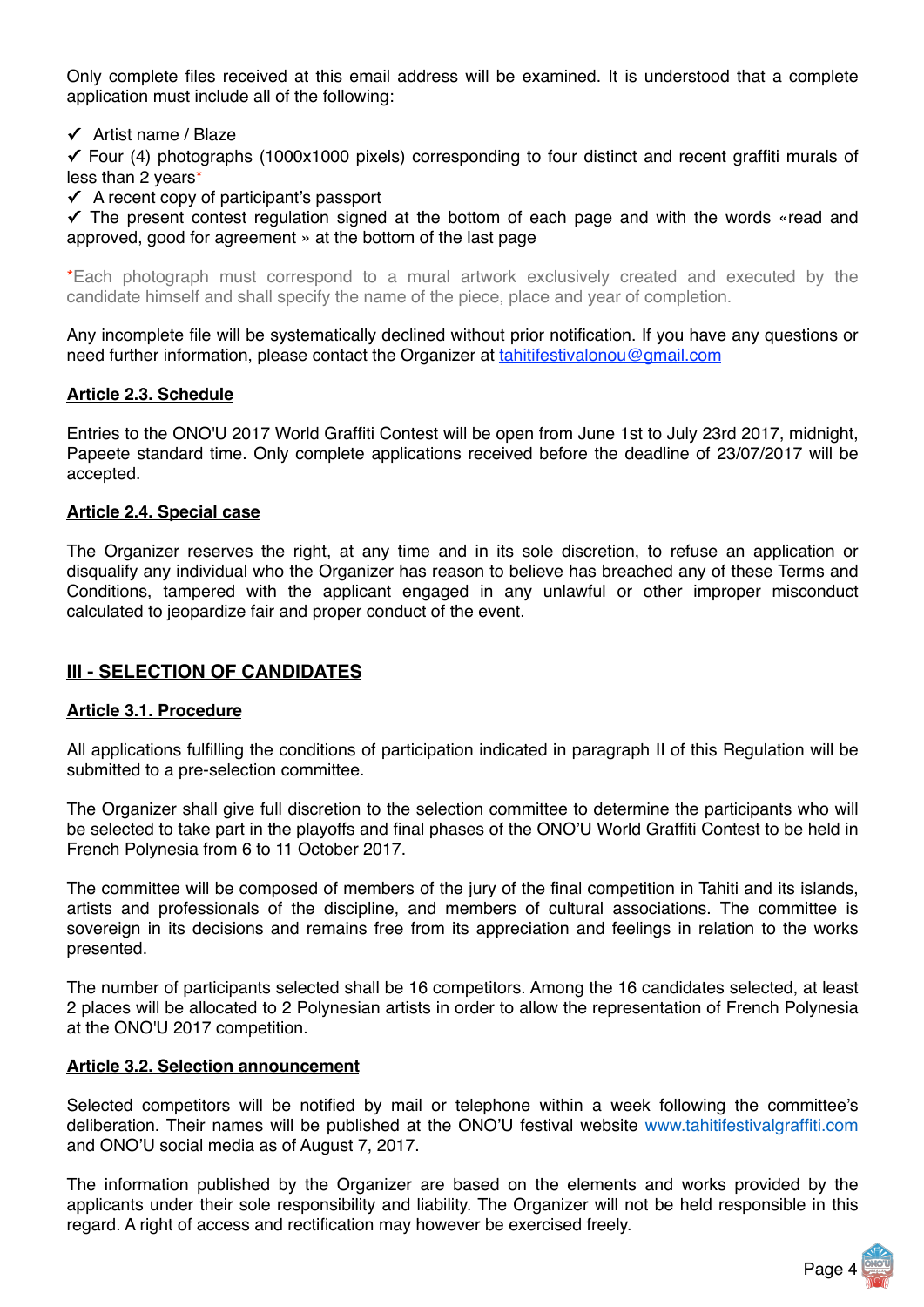Only complete files received at this email address will be examined. It is understood that a complete application must include all of the following:

✓ Artist name / Blaze
✓ Four (4) photographs (1000x1000 pixels) corresponding to four distinct and recent graffiti murals of less than 2 years*
✓ A recent copy of participant's passport
✓ The present contest regulation signed at the bottom of each page and with the words «read and approved, good for agreement » at the bottom of the last page

*Each photograph must correspond to a mural artwork exclusively created and executed by the candidate himself and shall specify the name of the piece, place and year of completion.

Any incomplete file will be systematically declined without prior notification. If you have any questions or need further information, please contact the Organizer at tahitifestivalonou@gmail.com

**Article 2.3. Schedule**

Entries to the ONO'U 2017 World Graffiti Contest will be open from June 1st to July 23rd 2017, midnight, Papeete standard time. Only complete applications received before the deadline of 23/07/2017 will be accepted.

**Article 2.4. Special case**

The Organizer reserves the right, at any time and in its sole discretion, to refuse an application or disqualify any individual who the Organizer has reason to believe has breached any of these Terms and Conditions, tampered with the applicant engaged in any unlawful or other improper misconduct calculated to jeopardize fair and proper conduct of the event.

## III - SELECTION OF CANDIDATES

**Article 3.1. Procedure**

All applications fulfilling the conditions of participation indicated in paragraph II of this Regulation will be submitted to a pre-selection committee.

The Organizer shall give full discretion to the selection committee to determine the participants who will be selected to take part in the playoffs and final phases of the ONO'U World Graffiti Contest to be held in French Polynesia from 6 to 11 October 2017.

The committee will be composed of members of the jury of the final competition in Tahiti and its islands, artists and professionals of the discipline, and members of cultural associations. The committee is sovereign in its decisions and remains free from its appreciation and feelings in relation to the works presented.

The number of participants selected shall be 16 competitors. Among the 16 candidates selected, at least 2 places will be allocated to 2 Polynesian artists in order to allow the representation of French Polynesia at the ONO'U 2017 competition.

**Article 3.2. Selection announcement**

Selected competitors will be notified by mail or telephone within a week following the committee's deliberation. Their names will be published at the ONO'U festival website www.tahitifestivalgraffiti.com and ONO'U social media as of August 7, 2017.

The information published by the Organizer are based on the elements and works provided by the applicants under their sole responsibility and liability. The Organizer will not be held responsible in this regard. A right of access and rectification may however be exercised freely.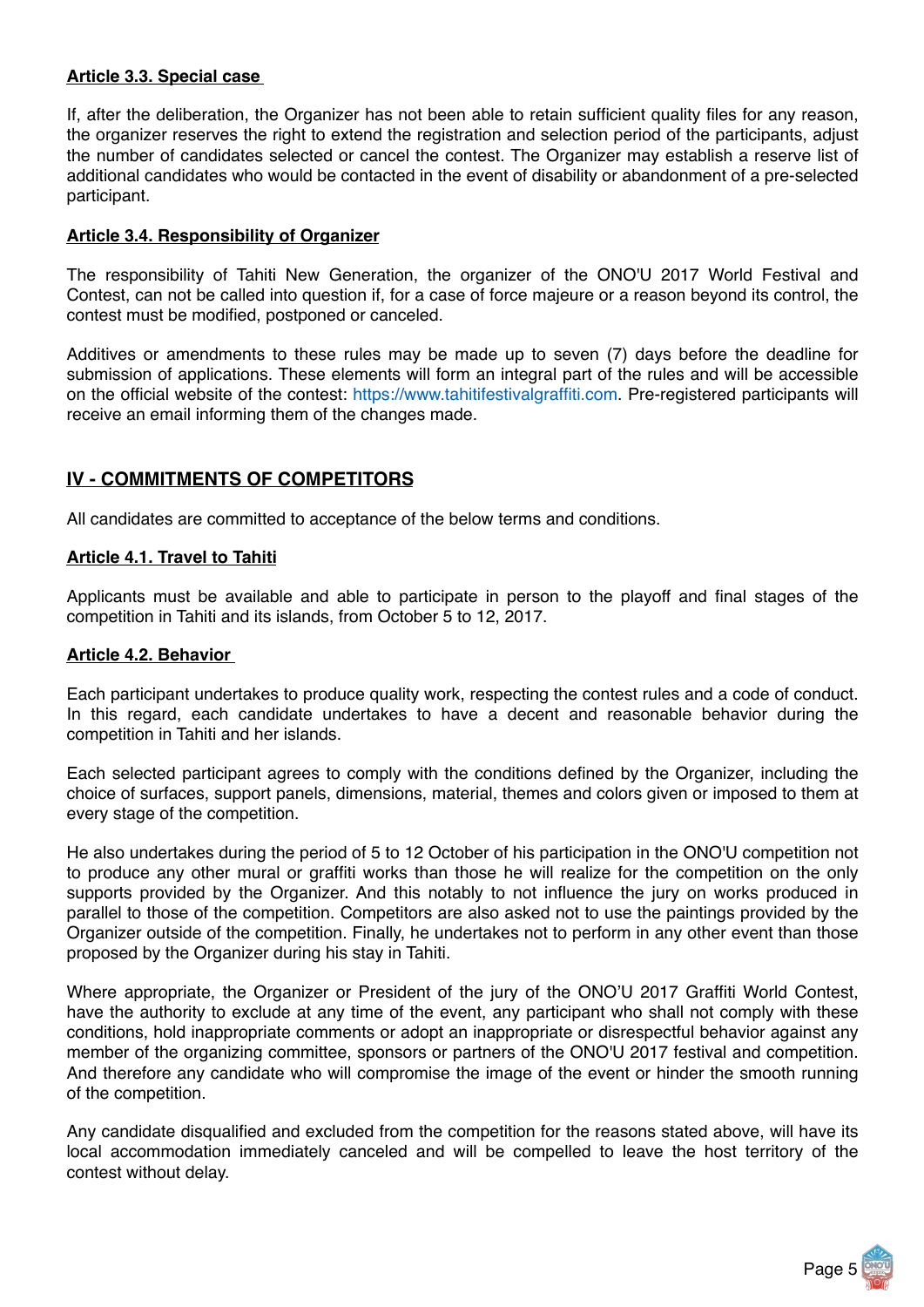**Article 3.3. Special case**

If, after the deliberation, the Organizer has not been able to retain sufficient quality files for any reason, the organizer reserves the right to extend the registration and selection period of the participants, adjust the number of candidates selected or cancel the contest. The Organizer may establish a reserve list of additional candidates who would be contacted in the event of disability or abandonment of a pre-selected participant.

**Article 3.4. Responsibility of Organizer**

The responsibility of Tahiti New Generation, the organizer of the ONO'U 2017 World Festival and Contest, can not be called into question if, for a case of force majeure or a reason beyond its control, the contest must be modified, postponed or canceled.

Additives or amendments to these rules may be made up to seven (7) days before the deadline for submission of applications. These elements will form an integral part of the rules and will be accessible on the official website of the contest: https://www.tahitifestivalgraffiti.com. Pre-registered participants will receive an email informing them of the changes made.

## IV - COMMITMENTS OF COMPETITORS

All candidates are committed to acceptance of the below terms and conditions.

**Article 4.1. Travel to Tahiti**

Applicants must be available and able to participate in person to the playoff and final stages of the competition in Tahiti and its islands, from October 5 to 12, 2017.

**Article 4.2. Behavior**

Each participant undertakes to produce quality work, respecting the contest rules and a code of conduct. In this regard, each candidate undertakes to have a decent and reasonable behavior during the competition in Tahiti and her islands.

Each selected participant agrees to comply with the conditions defined by the Organizer, including the choice of surfaces, support panels, dimensions, material, themes and colors given or imposed to them at every stage of the competition.

He also undertakes during the period of 5 to 12 October of his participation in the ONO'U competition not to produce any other mural or graffiti works than those he will realize for the competition on the only supports provided by the Organizer. And this notably to not influence the jury on works produced in parallel to those of the competition. Competitors are also asked not to use the paintings provided by the Organizer outside of the competition. Finally, he undertakes not to perform in any other event than those proposed by the Organizer during his stay in Tahiti.

Where appropriate, the Organizer or President of the jury of the ONO'U 2017 Graffiti World Contest, have the authority to exclude at any time of the event, any participant who shall not comply with these conditions, hold inappropriate comments or adopt an inappropriate or disrespectful behavior against any member of the organizing committee, sponsors or partners of the ONO'U 2017 festival and competition. And therefore any candidate who will compromise the image of the event or hinder the smooth running of the competition.

Any candidate disqualified and excluded from the competition for the reasons stated above, will have its local accommodation immediately canceled and will be compelled to leave the host territory of the contest without delay.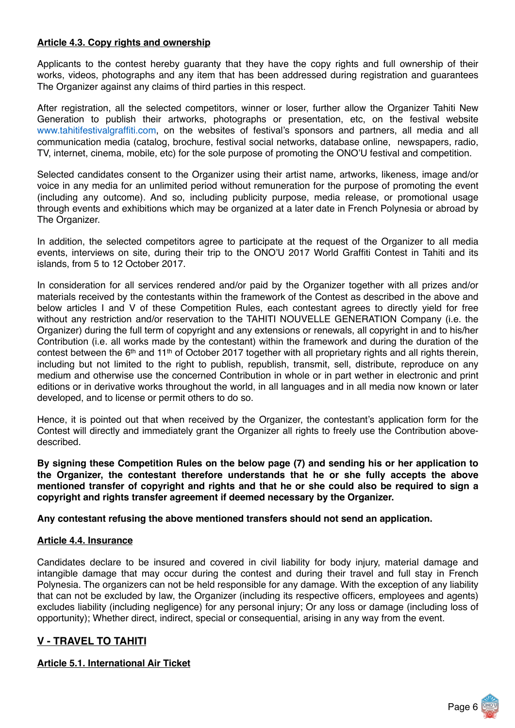**Article 4.3. Copy rights and ownership**

Applicants to the contest hereby guaranty that they have the copy rights and full ownership of their works, videos, photographs and any item that has been addressed during registration and guarantees The Organizer against any claims of third parties in this respect.

After registration, all the selected competitors, winner or loser, further allow the Organizer Tahiti New Generation to publish their artworks, photographs or presentation, etc, on the festival website www.tahitifestivalgraffiti.com, on the websites of festival's sponsors and partners, all media and all communication media (catalog, brochure, festival social networks, database online, newspapers, radio, TV, internet, cinema, mobile, etc) for the sole purpose of promoting the ONO'U festival and competition.

Selected candidates consent to the Organizer using their artist name, artworks, likeness, image and/or voice in any media for an unlimited period without remuneration for the purpose of promoting the event (including any outcome). And so, including publicity purpose, media release, or promotional usage through events and exhibitions which may be organized at a later date in French Polynesia or abroad by The Organizer.

In addition, the selected competitors agree to participate at the request of the Organizer to all media events, interviews on site, during their trip to the ONO'U 2017 World Graffiti Contest in Tahiti and its islands, from 5 to 12 October 2017.

In consideration for all services rendered and/or paid by the Organizer together with all prizes and/or materials received by the contestants within the framework of the Contest as described in the above and below articles I and V of these Competition Rules, each contestant agrees to directly yield for free without any restriction and/or reservation to the TAHITI NOUVELLE GENERATION Company (i.e. the Organizer) during the full term of copyright and any extensions or renewals, all copyright in and to his/her Contribution (i.e. all works made by the contestant) within the framework and during the duration of the contest between the 6th and 11th of October 2017 together with all proprietary rights and all rights therein, including but not limited to the right to publish, republish, transmit, sell, distribute, reproduce on any medium and otherwise use the concerned Contribution in whole or in part wether in electronic and print editions or in derivative works throughout the world, in all languages and in all media now known or later developed, and to license or permit others to do so.

Hence, it is pointed out that when received by the Organizer, the contestant's application form for the Contest will directly and immediately grant the Organizer all rights to freely use the Contribution above-described.

**By signing these Competition Rules on the below page (7) and sending his or her application to the Organizer, the contestant therefore understands that he or she fully accepts the above mentioned transfer of copyright and rights and that he or she could also be required to sign a copyright and rights transfer agreement if deemed necessary by the Organizer.**

**Any contestant refusing the above mentioned transfers should not send an application.**

**Article 4.4. Insurance**

Candidates declare to be insured and covered in civil liability for body injury, material damage and intangible damage that may occur during the contest and during their travel and full stay in French Polynesia. The organizers can not be held responsible for any damage. With the exception of any liability that can not be excluded by law, the Organizer (including its respective officers, employees and agents) excludes liability (including negligence) for any personal injury; Or any loss or damage (including loss of opportunity); Whether direct, indirect, special or consequential, arising in any way from the event.

## V - TRAVEL TO TAHITI

**Article 5.1. International Air Ticket**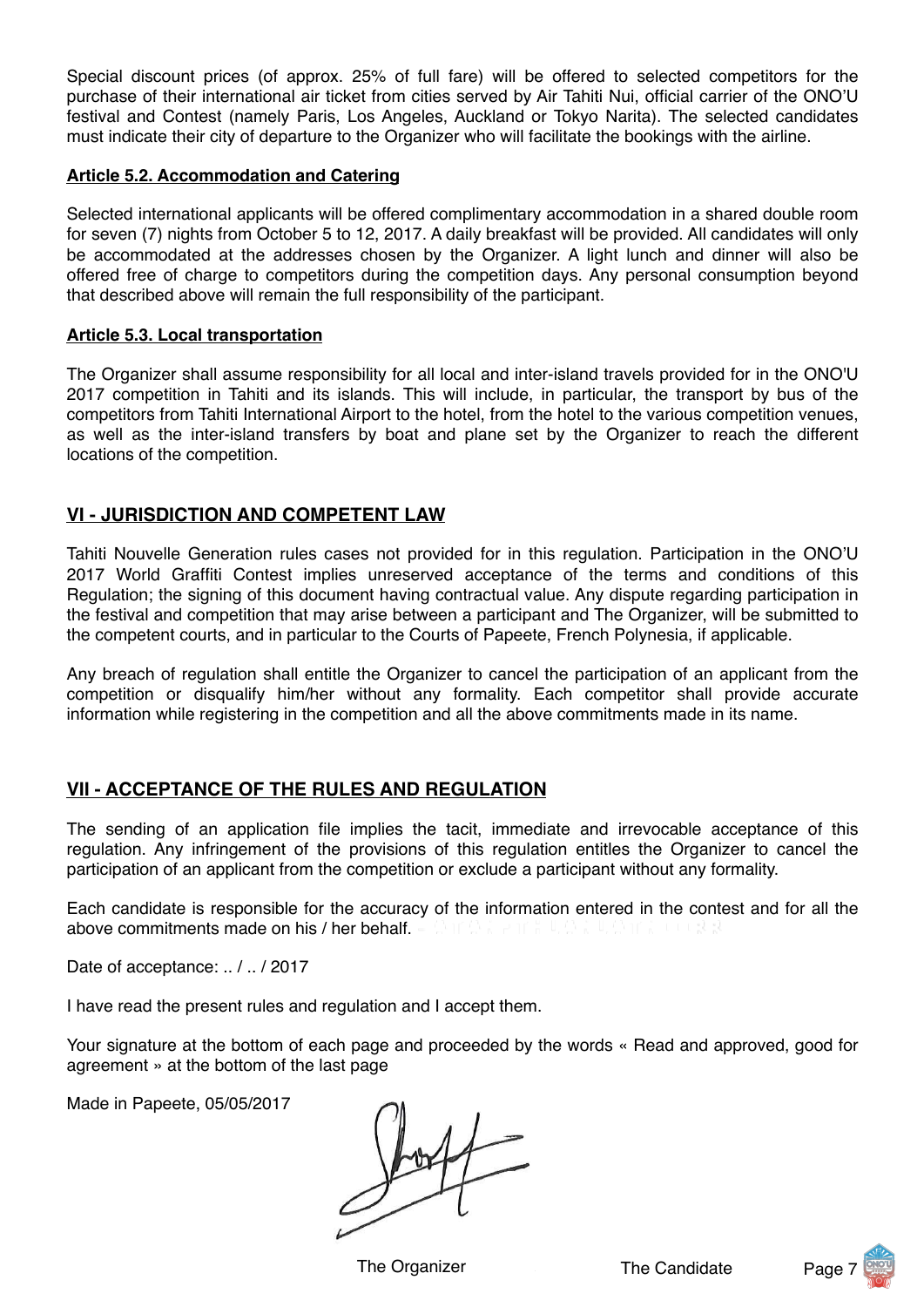Special discount prices (of approx. 25% of full fare) will be offered to selected competitors for the purchase of their international air ticket from cities served by Air Tahiti Nui, official carrier of the ONO'U festival and Contest (namely Paris, Los Angeles, Auckland or Tokyo Narita). The selected candidates must indicate their city of departure to the Organizer who will facilitate the bookings with the airline.

### Article 5.2. Accommodation and Catering

Selected international applicants will be offered complimentary accommodation in a shared double room for seven (7) nights from October 5 to 12, 2017. A daily breakfast will be provided. All candidates will only be accommodated at the addresses chosen by the Organizer. A light lunch and dinner will also be offered free of charge to competitors during the competition days. Any personal consumption beyond that described above will remain the full responsibility of the participant.

### Article 5.3. Local transportation

The Organizer shall assume responsibility for all local and inter-island travels provided for in the ONO'U 2017 competition in Tahiti and its islands. This will include, in particular, the transport by bus of the competitors from Tahiti International Airport to the hotel, from the hotel to the various competition venues, as well as the inter-island transfers by boat and plane set by the Organizer to reach the different locations of the competition.

## VI - JURISDICTION AND COMPETENT LAW

Tahiti Nouvelle Generation rules cases not provided for in this regulation. Participation in the ONO'U 2017 World Graffiti Contest implies unreserved acceptance of the terms and conditions of this Regulation; the signing of this document having contractual value. Any dispute regarding participation in the festival and competition that may arise between a participant and The Organizer, will be submitted to the competent courts, and in particular to the Courts of Papeete, French Polynesia, if applicable.

Any breach of regulation shall entitle the Organizer to cancel the participation of an applicant from the competition or disqualify him/her without any formality. Each competitor shall provide accurate information while registering in the competition and all the above commitments made in its name.

## VII - ACCEPTANCE OF THE RULES AND REGULATION

The sending of an application file implies the tacit, immediate and irrevocable acceptance of this regulation. Any infringement of the provisions of this regulation entitles the Organizer to cancel the participation of an applicant from the competition or exclude a participant without any formality.

Each candidate is responsible for the accuracy of the information entered in the contest and for all the above commitments made on his / her behalf.

Date of acceptance: .. / .. / 2017

I have read the present rules and regulation and I accept them.

Your signature at the bottom of each page and proceeded by the words « Read and approved, good for agreement » at the bottom of the last page

Made in Papeete, 05/05/2017

The Organizer

The Candidate